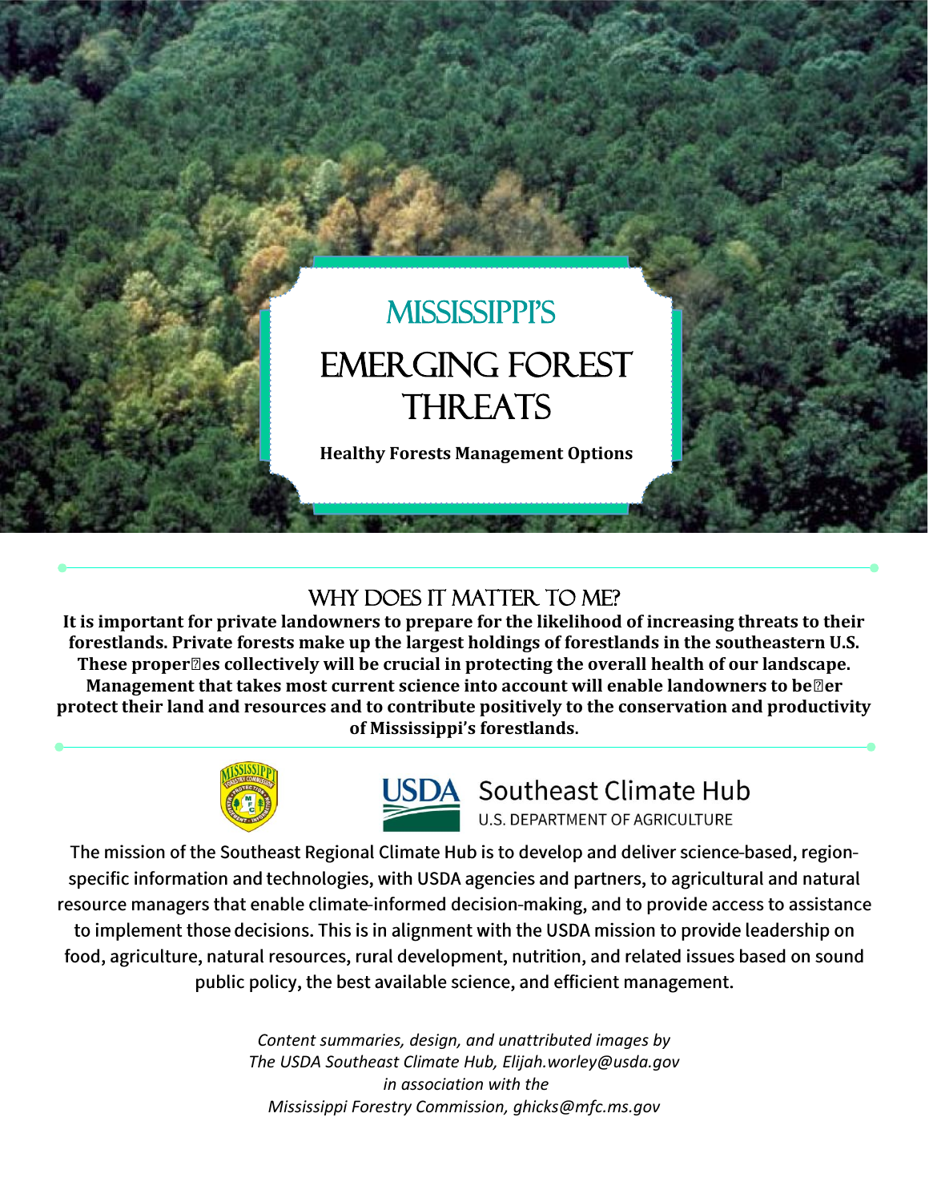# MISSISSIPPI'S

# EMERGING FOREST THREATS

**Healthy Forests Management Options**

## WHY DOES IT MATTER TO ME?

**It is important for private landowners to prepare for the likelihood of increasing threats to their forestlands. Private forests make up the largest holdings of forestlands in the southeastern U.S. These properties collectively will be crucial in protecting the overall health of our landscape. Management that takes most current science into account will enable landowners to better protect their land and resources and to contribute positively to the conservation and productivity of Mississippi's forestlands.**

USDA Southeast Climate Hub
U.S. DEPARTMENT OF AGRICULTURE

The mission of the Southeast Regional Climate Hub is to develop and deliver science-based, region-specific information and technologies, with USDA agencies and partners, to agricultural and natural resource managers that enable climate-informed decision-making, and to provide access to assistance to implement those decisions. This is in alignment with the USDA mission to provide leadership on food, agriculture, natural resources, rural development, nutrition, and related issues based on sound public policy, the best available science, and efficient management.

*Content summaries, design, and unattributed images by*
*The USDA Southeast Climate Hub, Elijah.worley@usda.gov*
*in association with the*
*Mississippi Forestry Commission, ghicks@mfc.ms.gov*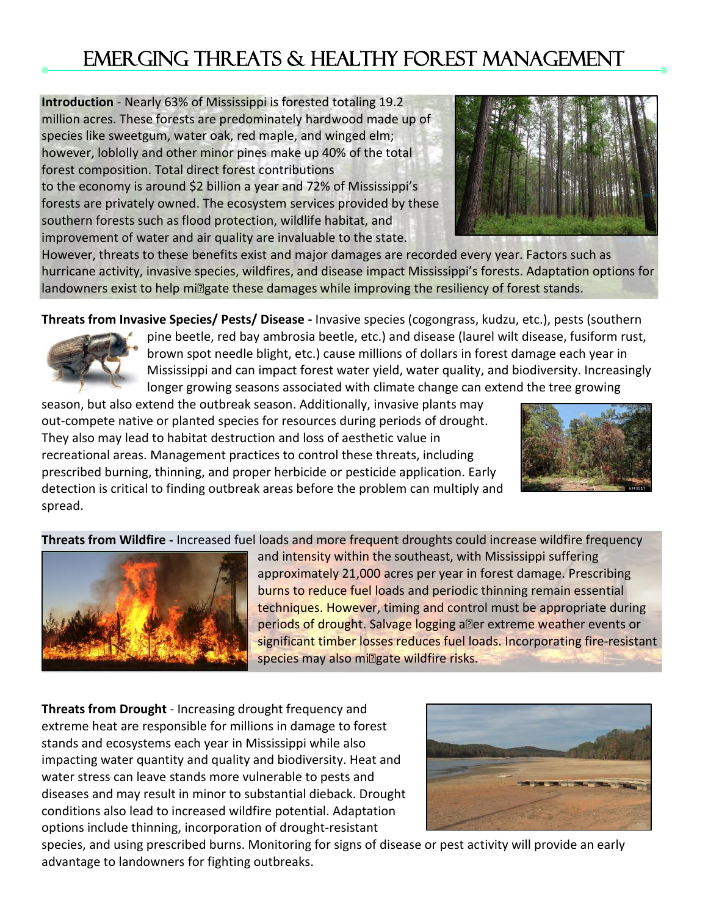# EMERGING THREATS & HEALTHY FOREST MANAGEMENT

**Introduction** - Nearly 63% of Mississippi is forested totaling 19.2 million acres. These forests are predominately hardwood made up of species like sweetgum, water oak, red maple, and winged elm; however, loblolly and other minor pines make up 40% of the total forest composition. Total direct forest contributions to the economy is around $2 billion a year and 72% of Mississippi's forests are privately owned. The ecosystem services provided by these southern forests such as flood protection, wildlife habitat, and improvement of water and air quality are invaluable to the state. However, threats to these benefits exist and major damages are recorded every year. Factors such as hurricane activity, invasive species, wildfires, and disease impact Mississippi's forests. Adaptation options for landowners exist to help mitigate these damages while improving the resiliency of forest stands.

**Threats from Invasive Species/ Pests/ Disease -** Invasive species (cogongrass, kudzu, etc.), pests (southern pine beetle, red bay ambrosia beetle, etc.) and disease (laurel wilt disease, fusiform rust, brown spot needle blight, etc.) cause millions of dollars in forest damage each year in Mississippi and can impact forest water yield, water quality, and biodiversity. Increasingly longer growing seasons associated with climate change can extend the tree growing season, but also extend the outbreak season. Additionally, invasive plants may out-compete native or planted species for resources during periods of drought. They also may lead to habitat destruction and loss of aesthetic value in recreational areas. Management practices to control these threats, including prescribed burning, thinning, and proper herbicide or pesticide application. Early detection is critical to finding outbreak areas before the problem can multiply and spread.

**Threats from Wildfire -** Increased fuel loads and more frequent droughts could increase wildfire frequency and intensity within the southeast, with Mississippi suffering approximately 21,000 acres per year in forest damage. Prescribing burns to reduce fuel loads and periodic thinning remain essential techniques. However, timing and control must be appropriate during periods of drought. Salvage logging after extreme weather events or significant timber losses reduces fuel loads. Incorporating fire-resistant species may also mitigate wildfire risks.

**Threats from Drought** - Increasing drought frequency and extreme heat are responsible for millions in damage to forest stands and ecosystems each year in Mississippi while also impacting water quantity and quality and biodiversity. Heat and water stress can leave stands more vulnerable to pests and diseases and may result in minor to substantial dieback. Drought conditions also lead to increased wildfire potential. Adaptation options include thinning, incorporation of drought-resistant species, and using prescribed burns. Monitoring for signs of disease or pest activity will provide an early advantage to landowners for fighting outbreaks.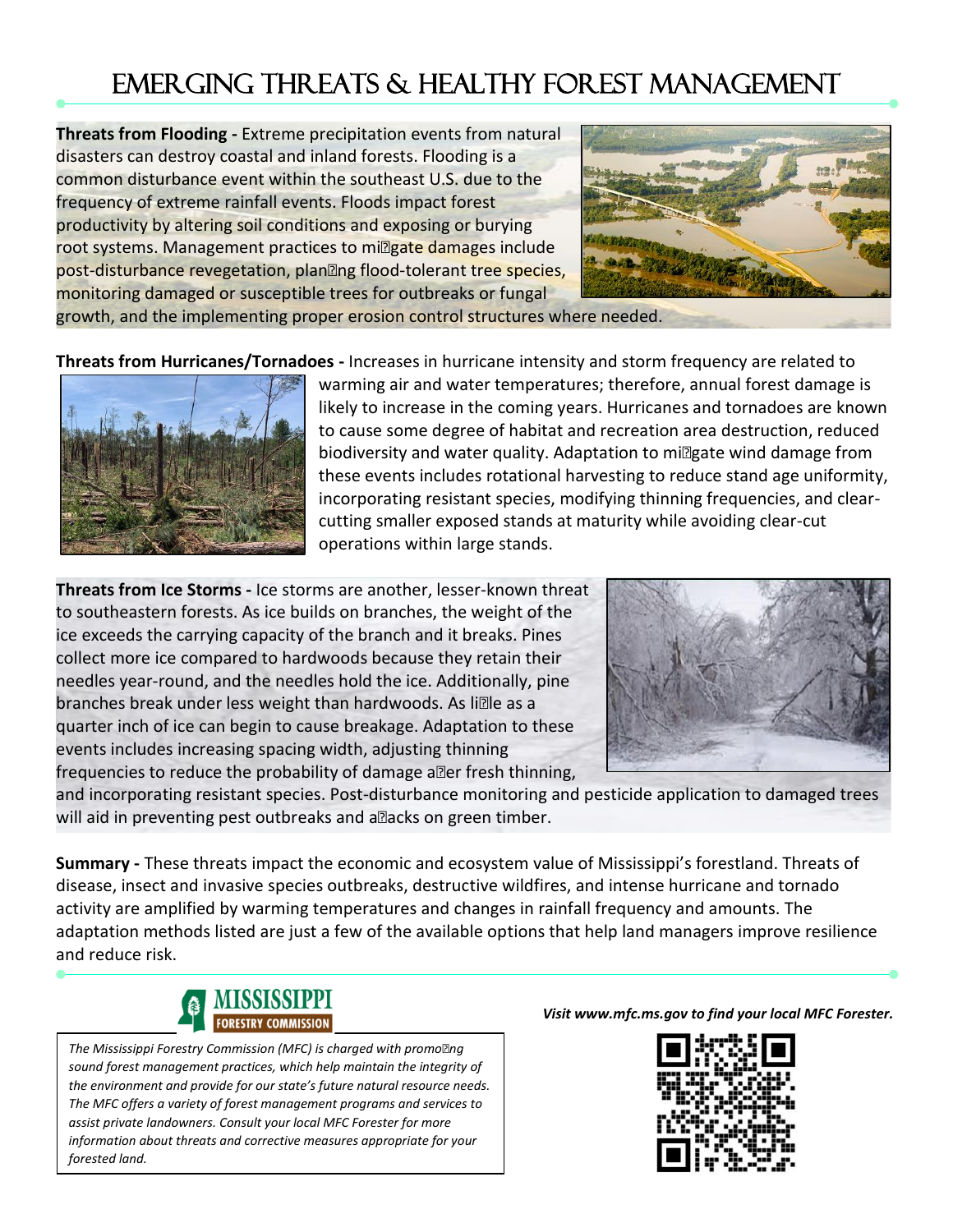# EMERGING THREATS & HEALTHY FOREST MANAGEMENT

**Threats from Flooding -** Extreme precipitation events from natural disasters can destroy coastal and inland forests. Flooding is a common disturbance event within the southeast U.S. due to the frequency of extreme rainfall events. Floods impact forest productivity by altering soil conditions and exposing or burying root systems. Management practices to mitigate damages include post-disturbance revegetation, planting flood-tolerant tree species, monitoring damaged or susceptible trees for outbreaks or fungal growth, and the implementing proper erosion control structures where needed.

**Threats from Hurricanes/Tornadoes -** Increases in hurricane intensity and storm frequency are related to warming air and water temperatures; therefore, annual forest damage is likely to increase in the coming years. Hurricanes and tornadoes are known to cause some degree of habitat and recreation area destruction, reduced biodiversity and water quality. Adaptation to mitigate wind damage from these events includes rotational harvesting to reduce stand age uniformity, incorporating resistant species, modifying thinning frequencies, and clear-cutting smaller exposed stands at maturity while avoiding clear-cut operations within large stands.

**Threats from Ice Storms -** Ice storms are another, lesser-known threat to southeastern forests. As ice builds on branches, the weight of the ice exceeds the carrying capacity of the branch and it breaks. Pines collect more ice compared to hardwoods because they retain their needles year-round, and the needles hold the ice. Additionally, pine branches break under less weight than hardwoods. As little as a quarter inch of ice can begin to cause breakage. Adaptation to these events includes increasing spacing width, adjusting thinning frequencies to reduce the probability of damage after fresh thinning, and incorporating resistant species. Post-disturbance monitoring and pesticide application to damaged trees will aid in preventing pest outbreaks and attacks on green timber.

**Summary -** These threats impact the economic and ecosystem value of Mississippi's forestland. Threats of disease, insect and invasive species outbreaks, destructive wildfires, and intense hurricane and tornado activity are amplified by warming temperatures and changes in rainfall frequency and amounts. The adaptation methods listed are just a few of the available options that help land managers improve resilience and reduce risk.

MISSISSIPPI FORESTRY COMMISSION

*The Mississippi Forestry Commission (MFC) is charged with promoting sound forest management practices, which help maintain the integrity of the environment and provide for our state's future natural resource needs. The MFC offers a variety of forest management programs and services to assist private landowners. Consult your local MFC Forester for more information about threats and corrective measures appropriate for your forested land.*

***Visit www.mfc.ms.gov to find your local MFC Forester.***